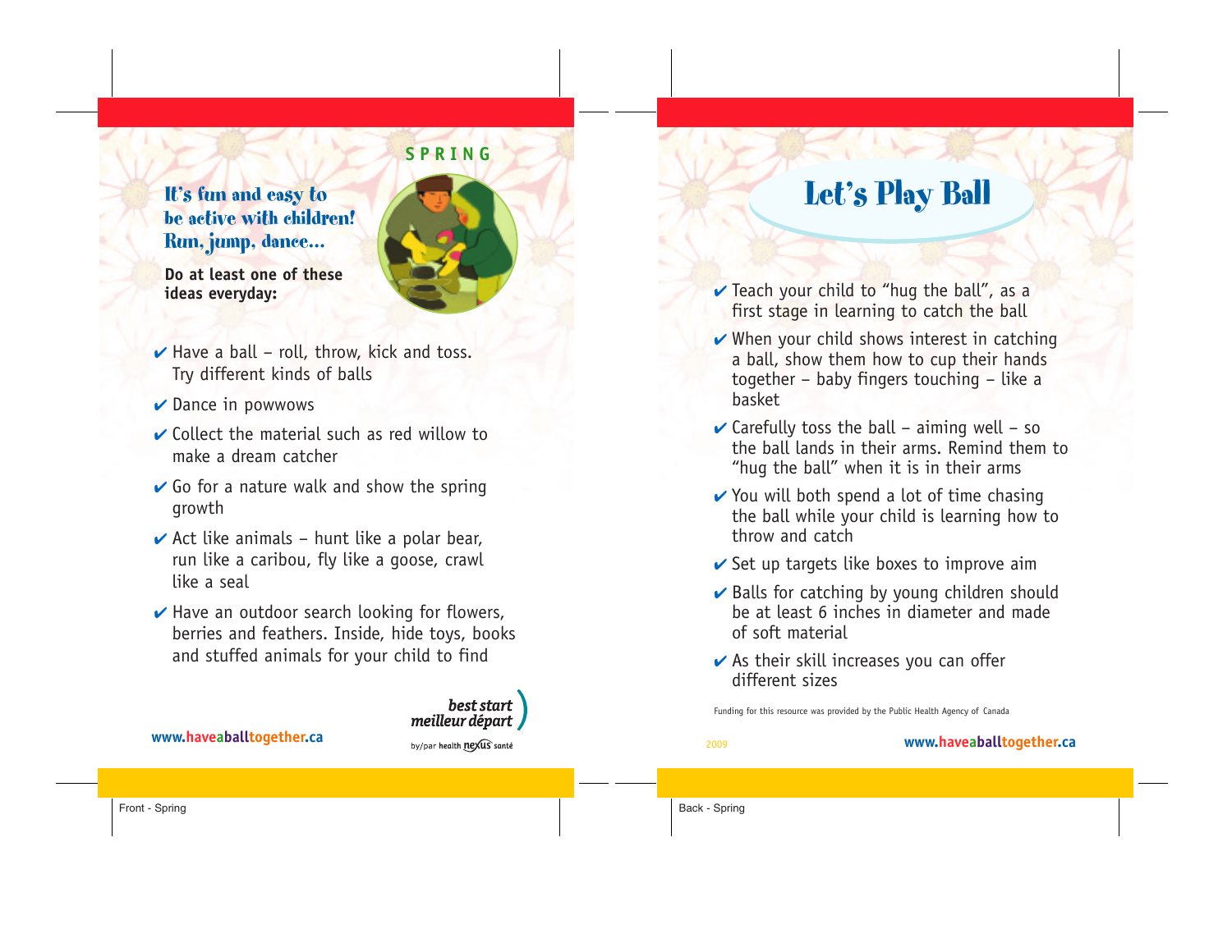SPRING

## It's fun and easy to be active with children! Run, jump, dance...

**Do at least one of these ideas everyday:**

- ✔ Have a ball – roll, throw, kick and toss. Try different kinds of balls
- ✔ Dance in powwows
- ✔ Collect the material such as red willow to make a dream catcher
- ✔ Go for a nature walk and show the spring growth
- ✔ Act like animals – hunt like a polar bear, run like a caribou, fly like a goose, crawl like a seal
- ✔ Have an outdoor search looking for flowers, berries and feathers. Inside, hide toys, books and stuffed animals for your child to find

www.haveaballtogether.ca

best start / meilleur départ

by/par health nexus santé

# Let's Play Ball

- ✔ Teach your child to "hug the ball", as a first stage in learning to catch the ball
- ✔ When your child shows interest in catching a ball, show them how to cup their hands together – baby fingers touching – like a basket
- ✔ Carefully toss the ball – aiming well – so the ball lands in their arms. Remind them to "hug the ball" when it is in their arms
- ✔ You will both spend a lot of time chasing the ball while your child is learning how to throw and catch
- ✔ Set up targets like boxes to improve aim
- ✔ Balls for catching by young children should be at least 6 inches in diameter and made of soft material
- ✔ As their skill increases you can offer different sizes

Funding for this resource was provided by the Public Health Agency of Canada

2009

www.haveaballtogether.ca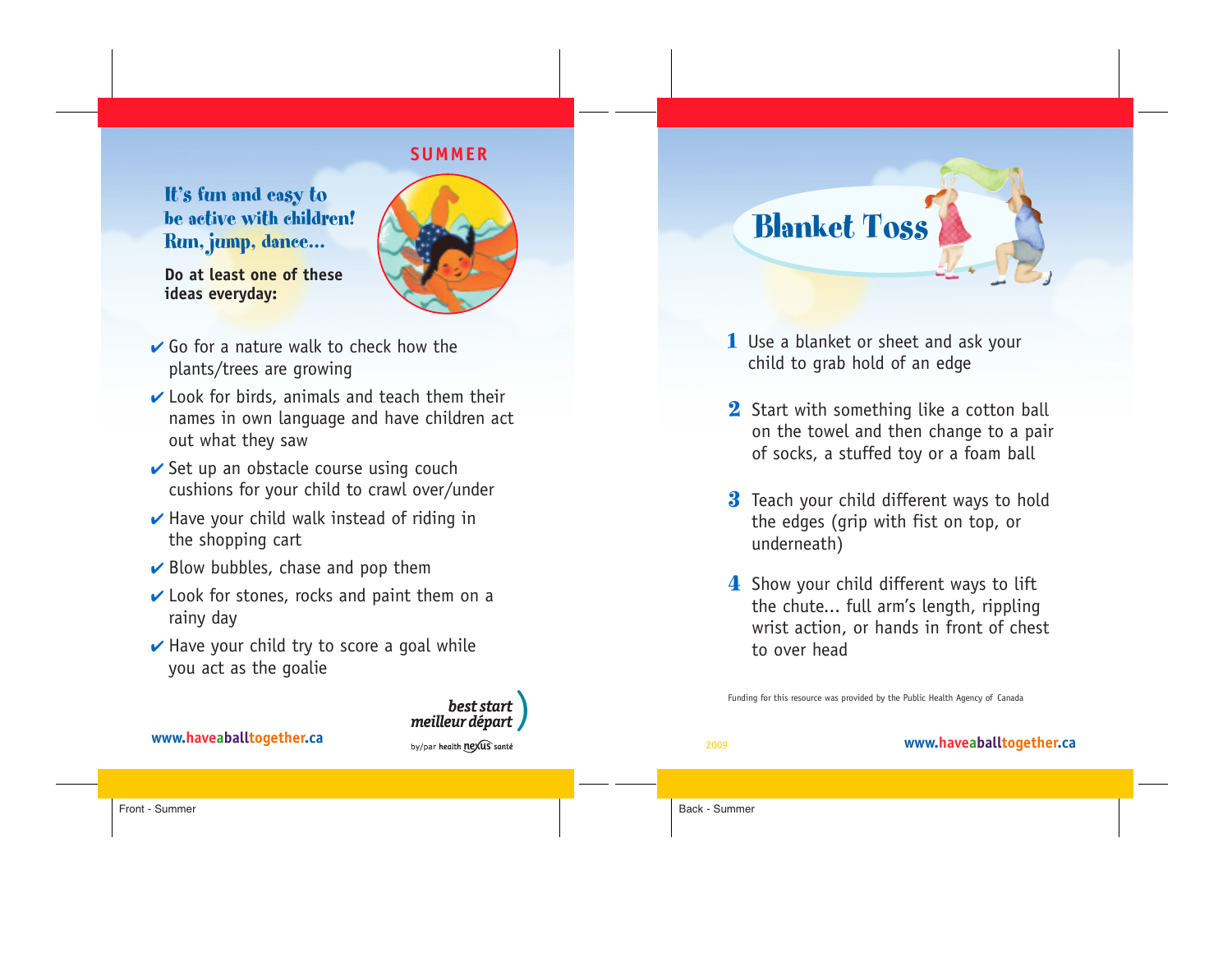SUMMER

## It's fun and easy to be active with children! Run, jump, dance...

**Do at least one of these ideas everyday:**

- ✔ Go for a nature walk to check how the plants/trees are growing
- ✔ Look for birds, animals and teach them their names in own language and have children act out what they saw
- ✔ Set up an obstacle course using couch cushions for your child to crawl over/under
- ✔ Have your child walk instead of riding in the shopping cart
- ✔ Blow bubbles, chase and pop them
- ✔ Look for stones, rocks and paint them on a rainy day
- ✔ Have your child try to score a goal while you act as the goalie

www.haveaballtogether.ca

best start meilleur départ
by/par health nexus santé

Front - Summer

# Blanket Toss

1. Use a blanket or sheet and ask your child to grab hold of an edge
2. Start with something like a cotton ball on the towel and then change to a pair of socks, a stuffed toy or a foam ball
3. Teach your child different ways to hold the edges (grip with fist on top, or underneath)
4. Show your child different ways to lift the chute... full arm's length, rippling wrist action, or hands in front of chest to over head

Funding for this resource was provided by the Public Health Agency of Canada

2009

www.haveaballtogether.ca

Back - Summer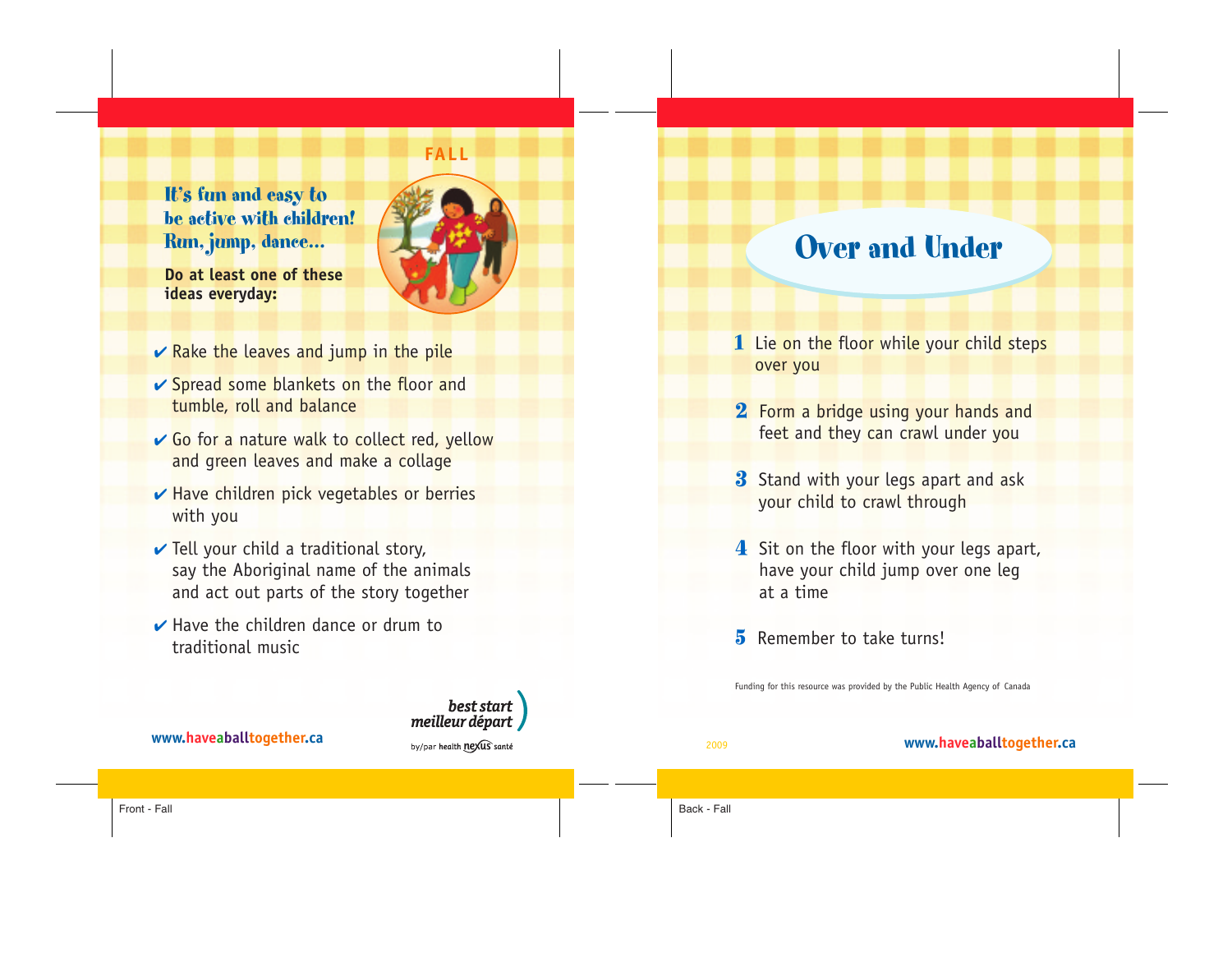FALL

## It's fun and easy to be active with children! Run, jump, dance...

**Do at least one of these ideas everyday:**

- ✔ Rake the leaves and jump in the pile
- ✔ Spread some blankets on the floor and tumble, roll and balance
- ✔ Go for a nature walk to collect red, yellow and green leaves and make a collage
- ✔ Have children pick vegetables or berries with you
- ✔ Tell your child a traditional story, say the Aboriginal name of the animals and act out parts of the story together
- ✔ Have the children dance or drum to traditional music

www.haveaballtogether.ca

best start meilleur départ

by/par health nexus santé

Front - Fall

# Over and Under

1. Lie on the floor while your child steps over you
2. Form a bridge using your hands and feet and they can crawl under you
3. Stand with your legs apart and ask your child to crawl through
4. Sit on the floor with your legs apart, have your child jump over one leg at a time
5. Remember to take turns!

Funding for this resource was provided by the Public Health Agency of Canada

2009

www.haveaballtogether.ca

Back - Fall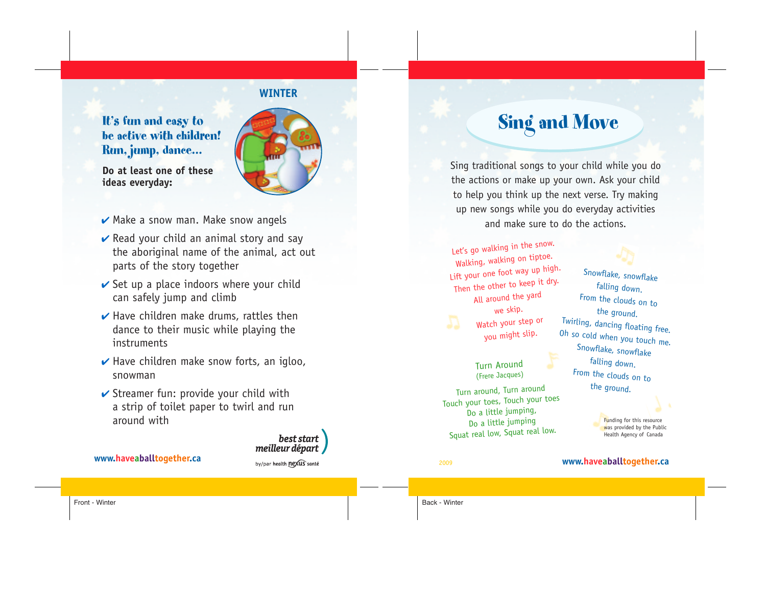## WINTER

### It's fun and easy to be active with children! Run, jump, dance...

**Do at least one of these ideas everyday:**

- ✔ Make a snow man. Make snow angels
- ✔ Read your child an animal story and say the aboriginal name of the animal, act out parts of the story together
- ✔ Set up a place indoors where your child can safely jump and climb
- ✔ Have children make drums, rattles then dance to their music while playing the instruments
- ✔ Have children make snow forts, an igloo, snowman
- ✔ Streamer fun: provide your child with a strip of toilet paper to twirl and run around with

www.haveaballtogether.ca

best start
meilleur départ
by/par health nexus santé

# Sing and Move

Sing traditional songs to your child while you do the actions or make up your own. Ask your child to help you think up the next verse. Try making up new songs while you do everyday activities and make sure to do the actions.

Let's go walking in the snow.
Walking, walking on tiptoe.
Lift your one foot way up high.
Then the other to keep it dry.
All around the yard
we skip.
Watch your step or
you might slip.

Snowflake, snowflake
falling down.
From the clouds on to
the ground.
Twirling, dancing floating free.
Oh so cold when you touch me.
Snowflake, snowflake
falling down.
From the clouds on to
the ground.

Turn Around
(Frere Jacques)

Turn around, Turn around
Touch your toes, Touch your toes
Do a little jumping,
Do a little jumping
Squat real low, Squat real low.

Funding for this resource was provided by the Public Health Agency of Canada

2009

www.haveaballtogether.ca